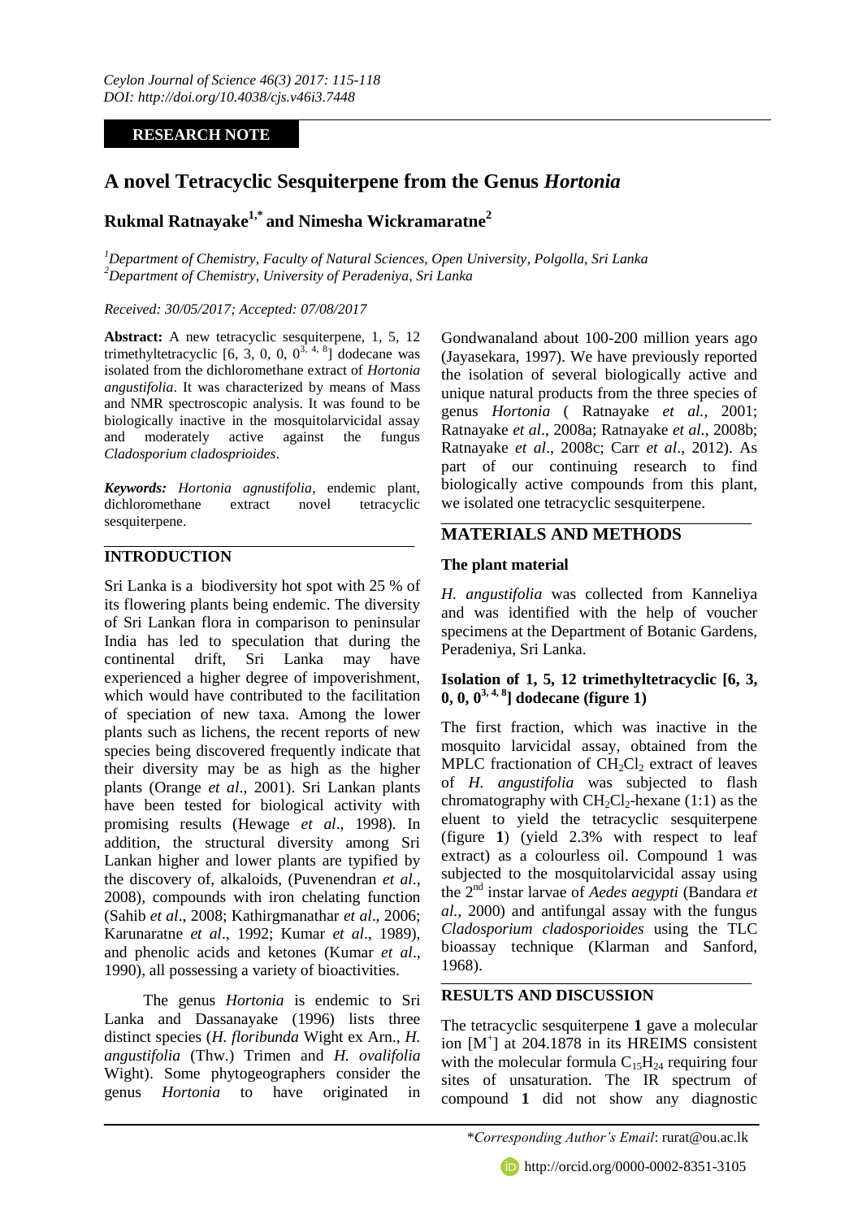*Ceylon Journal of Science 46(3) 2017: 115-118*
*DOI: http://doi.org/10.4038/cjs.v46i3.7448*

**RESEARCH NOTE**

# A novel Tetracyclic Sesquiterpene from the Genus *Hortonia*

## Rukmal Ratnayake[1,*] and Nimesha Wickramaratne[2]

[1]*Department of Chemistry, Faculty of Natural Sciences, Open University, Polgolla, Sri Lanka*
[2]*Department of Chemistry, University of Peradeniya, Sri Lanka*

*Received: 30/05/2017; Accepted: 07/08/2017*

**Abstract:** A new tetracyclic sesquiterpene, 1, 5, 12 trimethyltetracyclic [6, 3, 0, 0, $0^{3, 4, 8}$] dodecane was isolated from the dichloromethane extract of *Hortonia angustifolia*. It was characterized by means of Mass and NMR spectroscopic analysis. It was found to be biologically inactive in the mosquitolarvicidal assay and moderately active against the fungus *Cladosporium cladosprioides*.

***Keywords:*** *Hortonia agnustifolia*, endemic plant, dichloromethane extract novel tetracyclic sesquiterpene.

## INTRODUCTION

Sri Lanka is a biodiversity hot spot with 25 % of its flowering plants being endemic. The diversity of Sri Lankan flora in comparison to peninsular India has led to speculation that during the continental drift, Sri Lanka may have experienced a higher degree of impoverishment, which would have contributed to the facilitation of speciation of new taxa. Among the lower plants such as lichens, the recent reports of new species being discovered frequently indicate that their diversity may be as high as the higher plants (Orange *et al*., 2001). Sri Lankan plants have been tested for biological activity with promising results (Hewage *et al*., 1998). In addition, the structural diversity among Sri Lankan higher and lower plants are typified by the discovery of, alkaloids, (Puvenendran *et al*., 2008), compounds with iron chelating function (Sahib *et al*., 2008; Kathirgmanathar *et al*., 2006; Karunaratne *et al*., 1992; Kumar *et al*., 1989), and phenolic acids and ketones (Kumar *et al*., 1990), all possessing a variety of bioactivities.

The genus *Hortonia* is endemic to Sri Lanka and Dassanayake (1996) lists three distinct species (*H. floribunda* Wight ex Arn., *H. angustifolia* (Thw.) Trimen and *H. ovalifolia* Wight). Some phytogeographers consider the genus *Hortonia* to have originated in Gondwanaland about 100-200 million years ago (Jayasekara, 1997). We have previously reported the isolation of several biologically active and unique natural products from the three species of genus *Hortonia* ( Ratnayake *et al.,* 2001; Ratnayake *et al*., 2008a; Ratnayake *et al*., 2008b; Ratnayake *et al*., 2008c; Carr *et al*., 2012). As part of our continuing research to find biologically active compounds from this plant, we isolated one tetracyclic sesquiterpene.

## MATERIALS AND METHODS

### The plant material

*H. angustifolia* was collected from Kanneliya and was identified with the help of voucher specimens at the Department of Botanic Gardens, Peradeniya, Sri Lanka.

### Isolation of 1, 5, 12 trimethyltetracyclic [6, 3, 0, 0, $0^{3, 4, 8}$] dodecane (figure 1)

The first fraction, which was inactive in the mosquito larvicidal assay, obtained from the MPLC fractionation of $CH_2Cl_2$ extract of leaves of *H. angustifolia* was subjected to flash chromatography with $CH_2Cl_2$-hexane (1:1) as the eluent to yield the tetracyclic sesquiterpene (figure **1**) (yield 2.3% with respect to leaf extract) as a colourless oil. Compound 1 was subjected to the mosquitolarvicidal assay using the 2nd instar larvae of *Aedes aegypti* (Bandara *et al.,* 2000) and antifungal assay with the fungus *Cladosporium cladosporioides* using the TLC bioassay technique (Klarman and Sanford, 1968).

## RESULTS AND DISCUSSION

The tetracyclic sesquiterpene **1** gave a molecular ion [$M^+$] at 204.1878 in its HREIMS consistent with the molecular formula $C_{15}H_{24}$ requiring four sites of unsaturation. The IR spectrum of compound **1** did not show any diagnostic

*\*Corresponding Author's Email*: rurat@ou.ac.lk

http://orcid.org/0000-0002-8351-3105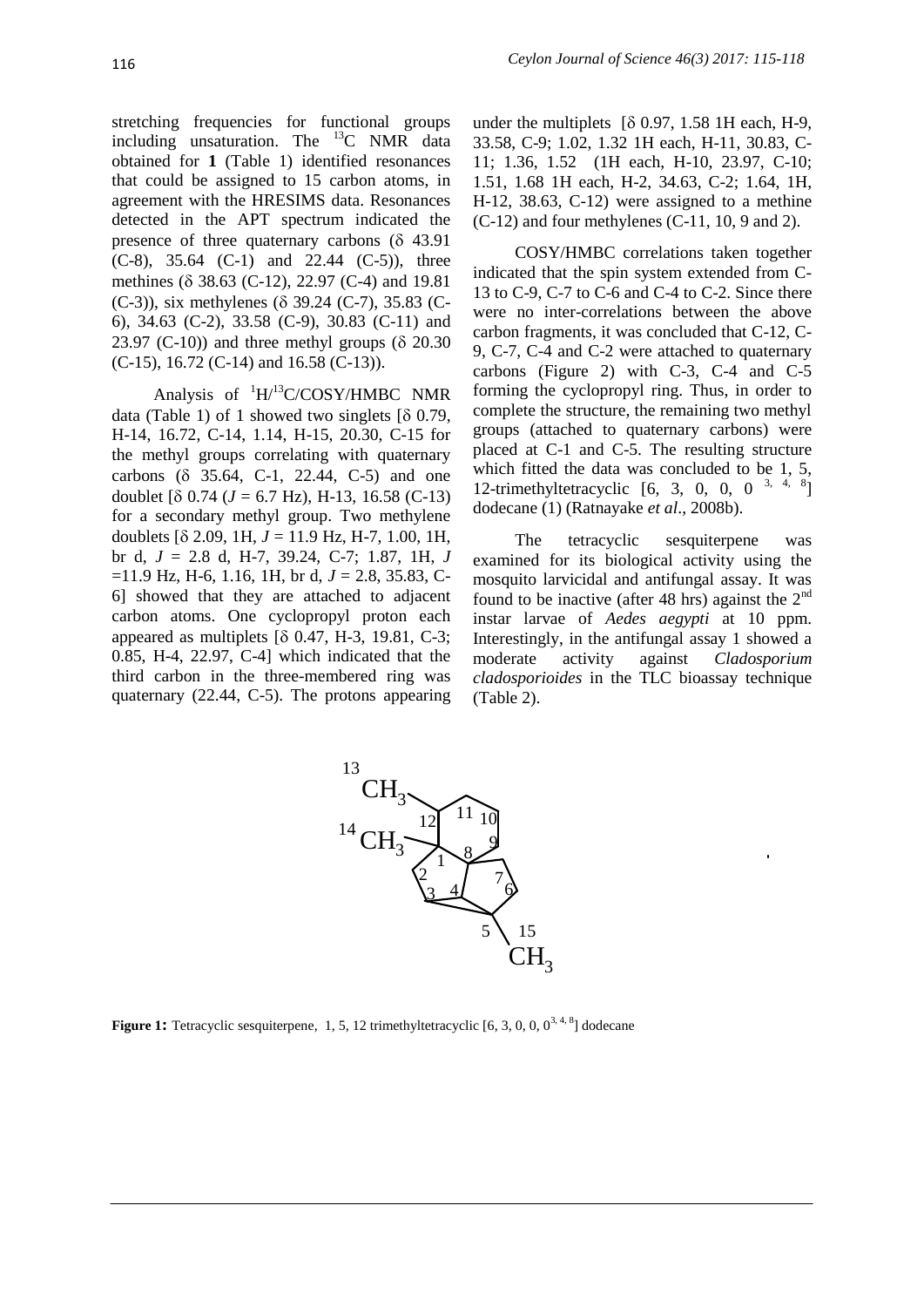stretching frequencies for functional groups including unsaturation. The $^{13}C$ NMR data obtained for **1** (Table 1) identified resonances that could be assigned to 15 carbon atoms, in agreement with the HRESIMS data. Resonances detected in the APT spectrum indicated the presence of three quaternary carbons (δ 43.91 (C-8), 35.64 (C-1) and 22.44 (C-5)), three methines (δ 38.63 (C-12), 22.97 (C-4) and 19.81 (C-3)), six methylenes (δ 39.24 (C-7), 35.83 (C-6), 34.63 (C-2), 33.58 (C-9), 30.83 (C-11) and 23.97 (C-10)) and three methyl groups (δ 20.30 (C-15), 16.72 (C-14) and 16.58 (C-13)).

Analysis of $^{1}H/^{13}C$/COSY/HMBC NMR data (Table 1) of 1 showed two singlets [δ 0.79, H-14, 16.72, C-14, 1.14, H-15, 20.30, C-15 for the methyl groups correlating with quaternary carbons (δ 35.64, C-1, 22.44, C-5) and one doublet [δ 0.74 (*J* = 6.7 Hz), H-13, 16.58 (C-13) for a secondary methyl group. Two methylene doublets [δ 2.09, 1H, *J* = 11.9 Hz, H-7, 1.00, 1H, br d, *J* = 2.8 d, H-7, 39.24, C-7; 1.87, 1H, *J* =11.9 Hz, H-6, 1.16, 1H, br d, *J* = 2.8, 35.83, C-6] showed that they are attached to adjacent carbon atoms. One cyclopropyl proton each appeared as multiplets [δ 0.47, H-3, 19.81, C-3; 0.85, H-4, 22.97, C-4] which indicated that the third carbon in the three-membered ring was quaternary (22.44, C-5). The protons appearing under the multiplets [δ 0.97, 1.58 1H each, H-9, 33.58, C-9; 1.02, 1.32 1H each, H-11, 30.83, C-11; 1.36, 1.52 (1H each, H-10, 23.97, C-10; 1.51, 1.68 1H each, H-2, 34.63, C-2; 1.64, 1H, H-12, 38.63, C-12) were assigned to a methine (C-12) and four methylenes (C-11, 10, 9 and 2).

COSY/HMBC correlations taken together indicated that the spin system extended from C-13 to C-9, C-7 to C-6 and C-4 to C-2. Since there were no inter-correlations between the above carbon fragments, it was concluded that C-12, C-9, C-7, C-4 and C-2 were attached to quaternary carbons (Figure 2) with C-3, C-4 and C-5 forming the cyclopropyl ring. Thus, in order to complete the structure, the remaining two methyl groups (attached to quaternary carbons) were placed at C-1 and C-5. The resulting structure which fitted the data was concluded to be 1, 5, 12-trimethyltetracyclic [6, 3, 0, 0, $0^{3, 4, 8}$] dodecane (1) (Ratnayake *et al*., 2008b).

The tetracyclic sesquiterpene was examined for its biological activity using the mosquito larvicidal and antifungal assay. It was found to be inactive (after 48 hrs) against the 2nd instar larvae of *Aedes aegypti* at 10 ppm. Interestingly, in the antifungal assay 1 showed a moderate activity against *Cladosporium cladosporioides* in the TLC bioassay technique (Table 2).

**Figure 1:** Tetracyclic sesquiterpene, 1, 5, 12 trimethyltetracyclic [6, 3, 0, 0, $0^{3, 4, 8}$] dodecane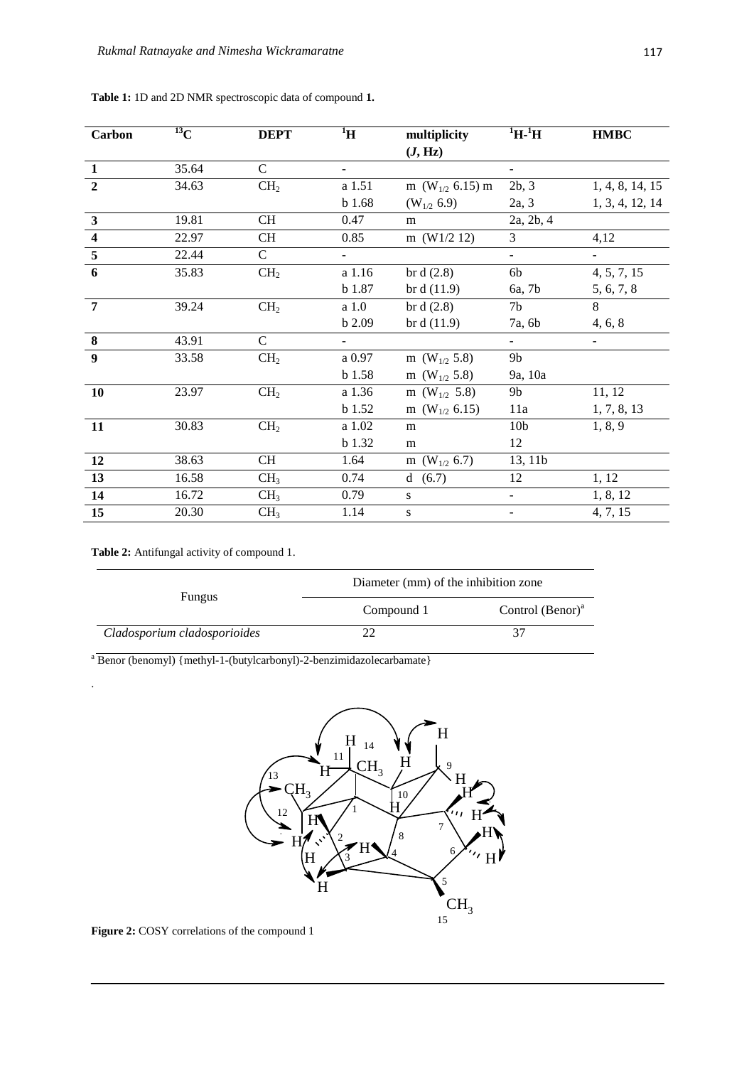**Table 1:** 1D and 2D NMR spectroscopic data of compound **1.**

| Carbon | $^{13}$C | DEPT | $^{1}$H | multiplicity ($J$, Hz) | $^{1}$H-$^{1}$H | HMBC |
|---|---|---|---|---|---|---|
| **1** | 35.64 | C | - | | - | |
| **2** | 34.63 | $CH_2$ | a 1.51 | m ($W_{1/2}$ 6.15) m | 2b, 3 | 1, 4, 8, 14, 15 |
| | | | b 1.68 | ($W_{1/2}$ 6.9) | 2a, 3 | 1, 3, 4, 12, 14 |
| **3** | 19.81 | CH | 0.47 | m | 2a, 2b, 4 | |
| **4** | 22.97 | CH | 0.85 | m (W1/2 12) | 3 | 4,12 |
| **5** | 22.44 | C | - | | - | - |
| **6** | 35.83 | $CH_2$ | a 1.16 | br d (2.8) | 6b | 4, 5, 7, 15 |
| | | | b 1.87 | br d (11.9) | 6a, 7b | 5, 6, 7, 8 |
| **7** | 39.24 | $CH_2$ | a 1.0 | br d (2.8) | 7b | 8 |
| | | | b 2.09 | br d (11.9) | 7a, 6b | 4, 6, 8 |
| **8** | 43.91 | C | - | | - | - |
| **9** | 33.58 | $CH_2$ | a 0.97 | m ($W_{1/2}$ 5.8) | 9b | |
| | | | b 1.58 | m ($W_{1/2}$ 5.8) | 9a, 10a | |
| **10** | 23.97 | $CH_2$ | a 1.36 | m ($W_{1/2}$ 5.8) | 9b | 11, 12 |
| | | | b 1.52 | m ($W_{1/2}$ 6.15) | 11a | 1, 7, 8, 13 |
| **11** | 30.83 | $CH_2$ | a 1.02 | m | 10b | 1, 8, 9 |
| | | | b 1.32 | m | 12 | |
| **12** | 38.63 | CH | 1.64 | m ($W_{1/2}$ 6.7) | 13, 11b | |
| **13** | 16.58 | $CH_3$ | 0.74 | d (6.7) | 12 | 1, 12 |
| **14** | 16.72 | $CH_3$ | 0.79 | s | - | 1, 8, 12 |
| **15** | 20.30 | $CH_3$ | 1.14 | s | - | 4, 7, 15 |

**Table 2:** Antifungal activity of compound 1.

| Fungus | Diameter (mm) of the inhibition zone | |
|---|---|---|
| | Compound 1 | Control (Benor)[a] |
| *Cladosporium cladosporioides* | 22 | 37 |

[a] Benor (benomyl) {methyl-1-(butylcarbonyl)-2-benzimidazolecarbamate}

**Figure 2:** COSY correlations of the compound 1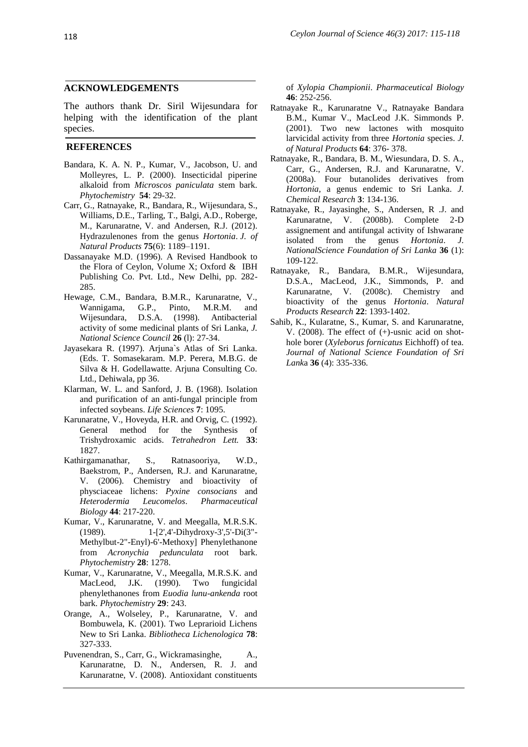## ACKNOWLEDGEMENTS

The authors thank Dr. Siril Wijesundara for helping with the identification of the plant species.

## REFERENCES

Bandara, K. A. N. P., Kumar, V., Jacobson, U. and Molleyres, L. P. (2000). Insecticidal piperine alkaloid from *Microscos paniculata* stem bark. *Phytochemistry* **54**: 29-32.

Carr, G., Ratnayake, R., Bandara, R., Wijesundara, S., Williams, D.E., Tarling, T., Balgi, A.D., Roberge, M., Karunaratne, V. and Andersen, R.J. (2012). Hydrazulenones from the genus *Hortonia*. *J. of Natural Products* **75**(6): 1189–1191.

Dassanayake M.D. (1996). A Revised Handbook to the Flora of Ceylon, Volume X; Oxford & IBH Publishing Co. Pvt. Ltd., New Delhi, pp. 282-285.

Hewage, C.M., Bandara, B.M.R., Karunaratne, V., Wannigama, G.P., Pinto, M.R.M. and Wijesundara, D.S.A. (1998). Antibacterial activity of some medicinal plants of Sri Lanka, *J. National Science Council* **26** (l): 27-34.

Jayasekara R. (1997). Arjuna`s Atlas of Sri Lanka. (Eds. T. Somasekaram. M.P. Perera, M.B.G. de Silva & H. Godellawatte. Arjuna Consulting Co. Ltd., Dehiwala, pp 36.

Klarman, W. L. and Sanford, J. B. (1968). Isolation and purification of an anti-fungal principle from infected soybeans. *Life Sciences* **7**: 1095.

Karunaratne, V., Hoveyda, H.R. and Orvig, C. (1992). General method for the Synthesis of Trishydroxamic acids. *Tetrahedron Lett.* **33**: 1827.

Kathirgamanathar, S., Ratnasooriya, W.D., Baekstrom, P., Andersen, R.J. and Karunaratne, V. (2006). Chemistry and bioactivity of physciaceae lichens: *Pyxine consocians* and *Heterodermia Leucomelos*. *Pharmaceutical Biology* **44**: 217-220.

Kumar, V., Karunaratne, V. and Meegalla, M.R.S.K. (1989). 1-[2',4'-Dihydroxy-3',5'-Di(3"-Methylbut-2"-Enyl)-6'-Methoxy] Phenylethanone from *Acronychia pedunculata* root bark. *Phytochemistry* **28**: 1278.

Kumar, V., Karunaratne, V., Meegalla, M.R.S.K. and MacLeod, J.K. (1990). Two fungicidal phenylethanones from *Euodia lunu-ankenda* root bark. *Phytochemistry* **29**: 243.

Orange, A., Wolseley, P., Karunaratne, V. and Bombuwela, K. (2001). Two Leprarioid Lichens New to Sri Lanka. *Bibliotheca Lichenologica* **78**: 327-333.

Puvenendran, S., Carr, G., Wickramasinghe, A., Karunaratne, D. N., Andersen, R. J. and Karunaratne, V. (2008). Antioxidant constituents of *Xylopia Championii*. *Pharmaceutical Biology* **46**: 252-256.

Ratnayake R., Karunaratne V., Ratnayake Bandara B.M., Kumar V., MacLeod J.K. Simmonds P. (2001). Two new lactones with mosquito larvicidal activity from three *Hortonia* species. *J. of Natural Products* **64**: 376- 378.

Ratnayake, R., Bandara, B. M., Wiesundara, D. S. A., Carr, G., Andersen, R.J. and Karunaratne, V. (2008a). Four butanolides derivatives from *Hortonia*, a genus endemic to Sri Lanka. *J. Chemical Research* **3**: 134-136.

Ratnayake, R., Jayasinghe, S., Andersen, R .J. and Karunaratne, V. (2008b). Complete 2-D assignement and antifungal activity of Ishwarane isolated from the genus *Hortonia*. *J. NationalScience Foundation of Sri Lanka* **36** (1): 109-122.

Ratnayake, R., Bandara, B.M.R., Wijesundara, D.S.A., MacLeod, J.K., Simmonds, P. and Karunaratne, V. (2008c). Chemistry and bioactivity of the genus *Hortonia*. *Natural Products Research* **22**: 1393-1402.

Sahib, K., Kularatne, S., Kumar, S. and Karunaratne, V. (2008). The effect of (+)-usnic acid on shot-hole borer (*Xyleborus fornicatus* Eichhoff) of tea. *Journal of National Science Foundation of Sri Lanka* **36** (4): 335-336.